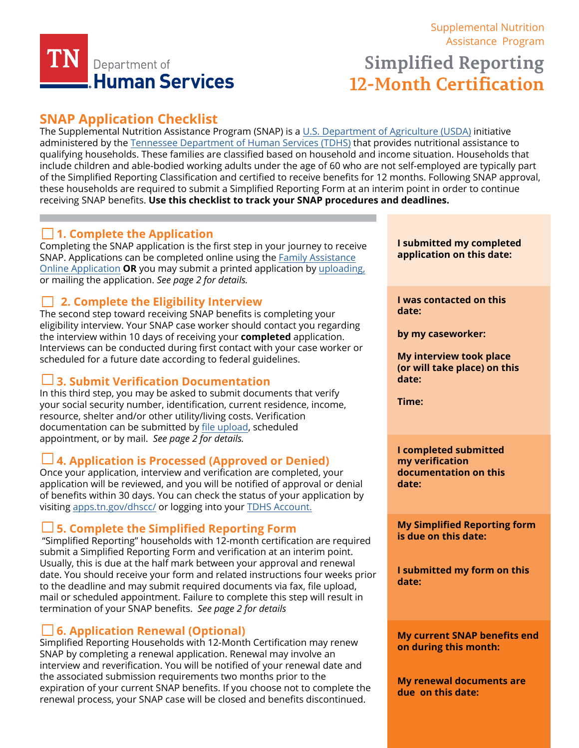Supplemental Nutrition Assistance Program

TN Department of Human Services

# Simplified Reporting 12-Month Certification

## SNAP Application Checklist

The Supplemental Nutrition Assistance Program (SNAP) is a U.S. Department of Agriculture (USDA) initiative administered by the Tennessee Department of Human Services (TDHS) that provides nutritional assistance to qualifying households. These families are classified based on household and income situation. Households that include children and able-bodied working adults under the age of 60 who are not self-employed are typically part of the Simplified Reporting Classification and certified to receive benefits for 12 months. Following SNAP approval, these households are required to submit a Simplified Reporting Form at an interim point in order to continue receiving SNAP benefits. **Use this checklist to track your SNAP procedures and deadlines.**

### ☐ 1. Complete the Application

Completing the SNAP application is the first step in your journey to receive SNAP. Applications can be completed online using the Family Assistance Online Application **OR** you may submit a printed application by uploading, or mailing the application. *See page 2 for details.*

**I submitted my completed application on this date:**

### ☐ 2. Complete the Eligibility Interview

The second step toward receiving SNAP benefits is completing your eligibility interview. Your SNAP case worker should contact you regarding the interview within 10 days of receiving your **completed** application. Interviews can be conducted during first contact with your case worker or scheduled for a future date according to federal guidelines.

**I was contacted on this date:**

**by my caseworker:**

**My interview took place (or will take place) on this date:**

**Time:**

### ☐ 3. Submit Verification Documentation

In this third step, you may be asked to submit documents that verify your social security number, identification, current residence, income, resource, shelter and/or other utility/living costs. Verification documentation can be submitted by file upload, scheduled appointment, or by mail. *See page 2 for details.*

**I completed submitted my verification documentation on this date:**

### ☐ 4. Application is Processed (Approved or Denied)

Once your application, interview and verification are completed, your application will be reviewed, and you will be notified of approval or denial of benefits within 30 days. You can check the status of your application by visiting apps.tn.gov/dhscc/ or logging into your TDHS Account.

### ☐ 5. Complete the Simplified Reporting Form

"Simplified Reporting" households with 12-month certification are required submit a Simplified Reporting Form and verification at an interim point. Usually, this is due at the half mark between your approval and renewal date. You should receive your form and related instructions four weeks prior to the deadline and may submit required documents via fax, file upload, mail or scheduled appointment. Failure to complete this step will result in termination of your SNAP benefits. *See page 2 for details*

**My Simplified Reporting form is due on this date:**

**I submitted my form on this date:**

### ☐ 6. Application Renewal (Optional)

Simplified Reporting Households with 12-Month Certification may renew SNAP by completing a renewal application. Renewal may involve an interview and reverification. You will be notified of your renewal date and the associated submission requirements two months prior to the expiration of your current SNAP benefits. If you choose not to complete the renewal process, your SNAP case will be closed and benefits discontinued.

**My current SNAP benefits end on during this month:**

**My renewal documents are due on this date:**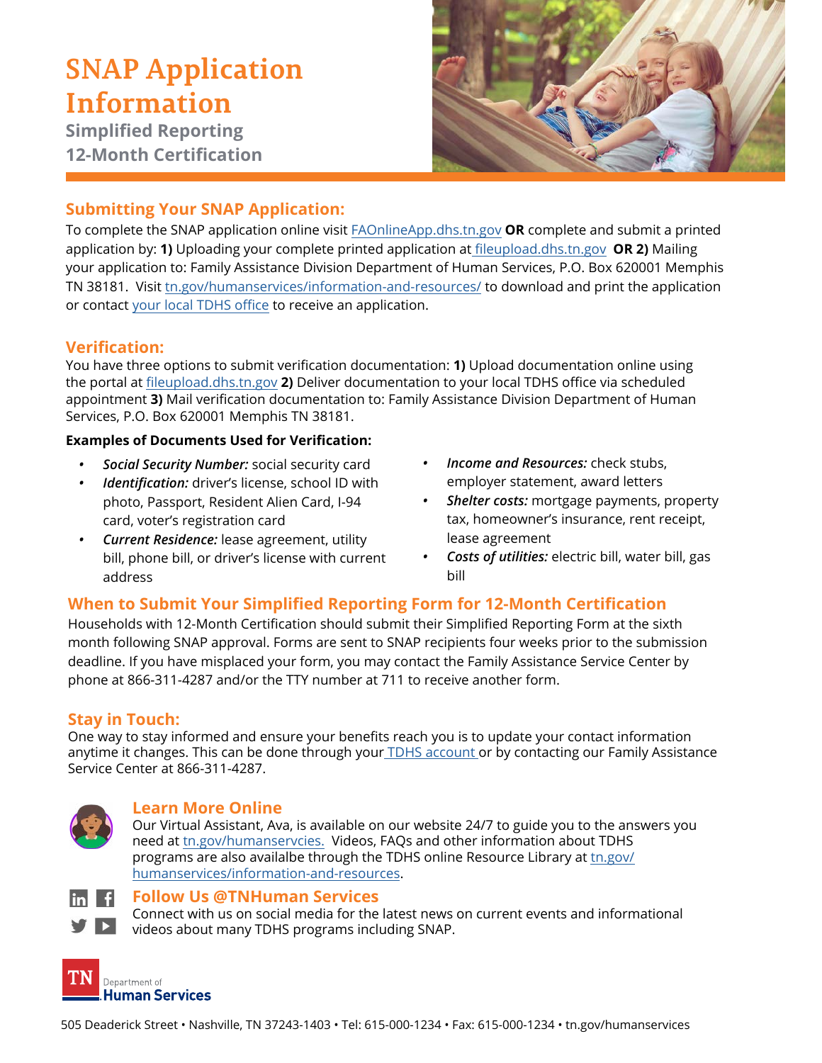# SNAP Application Information

## Simplified Reporting
## 12-Month Certification

### Submitting Your SNAP Application:

To complete the SNAP application online visit FAOnlineApp.dhs.tn.gov **OR** complete and submit a printed application by: **1)** Uploading your complete printed application at fileupload.dhs.tn.gov **OR 2)** Mailing your application to: Family Assistance Division Department of Human Services, P.O. Box 620001 Memphis TN 38181. Visit tn.gov/humanservices/information-and-resources/ to download and print the application or contact your local TDHS office to receive an application.

### Verification:

You have three options to submit verification documentation: **1)** Upload documentation online using the portal at fileupload.dhs.tn.gov **2)** Deliver documentation to your local TDHS office via scheduled appointment **3)** Mail verification documentation to: Family Assistance Division Department of Human Services, P.O. Box 620001 Memphis TN 38181.

**Examples of Documents Used for Verification:**

- ***Social Security Number:*** social security card
- ***Identification:*** driver's license, school ID with photo, Passport, Resident Alien Card, I-94 card, voter's registration card
- ***Current Residence:*** lease agreement, utility bill, phone bill, or driver's license with current address
- ***Income and Resources:*** check stubs, employer statement, award letters
- ***Shelter costs:*** mortgage payments, property tax, homeowner's insurance, rent receipt, lease agreement
- ***Costs of utilities:*** electric bill, water bill, gas bill

### When to Submit Your Simplified Reporting Form for 12-Month Certification

Households with 12-Month Certification should submit their Simplified Reporting Form at the sixth month following SNAP approval. Forms are sent to SNAP recipients four weeks prior to the submission deadline. If you have misplaced your form, you may contact the Family Assistance Service Center by phone at 866-311-4287 and/or the TTY number at 711 to receive another form.

### Stay in Touch:

One way to stay informed and ensure your benefits reach you is to update your contact information anytime it changes. This can be done through your TDHS account or by contacting our Family Assistance Service Center at 866-311-4287.

### Learn More Online

Our Virtual Assistant, Ava, is available on our website 24/7 to guide you to the answers you need at tn.gov/humanservcies. Videos, FAQs and other information about TDHS programs are also availalbe through the TDHS online Resource Library at tn.gov/humanservices/information-and-resources.

### Follow Us @TNHuman Services

Connect with us on social media for the latest news on current events and informational videos about many TDHS programs including SNAP.

TN Department of Human Services

505 Deaderick Street • Nashville, TN 37243-1403 • Tel: 615-000-1234 • Fax: 615-000-1234 • tn.gov/humanservices